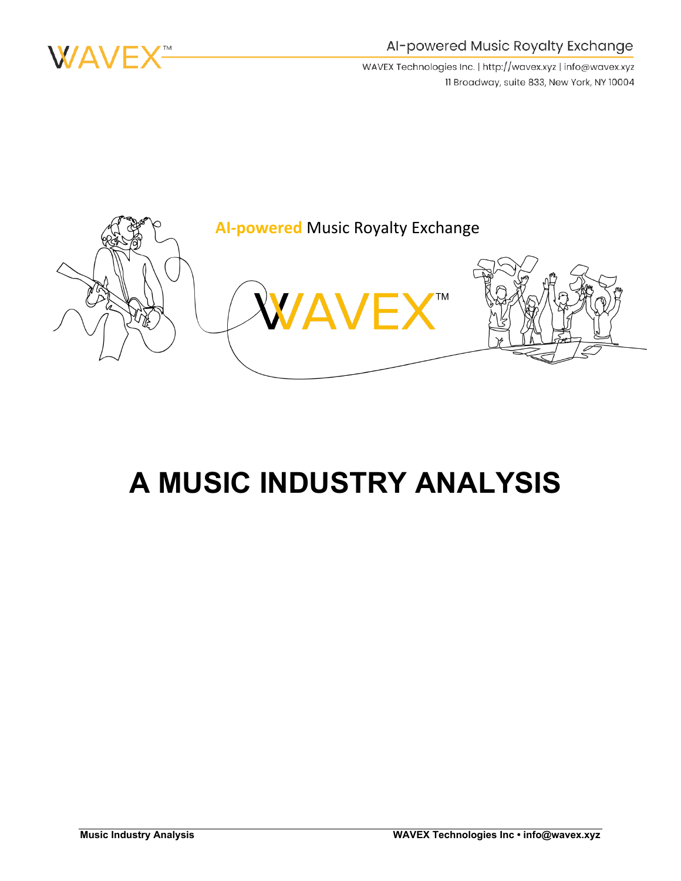AI-powered Music Royalty Exchange

WAVEX Technologies Inc. | http://wavex.xyz | info@wavex.xyz

11 Broadway, suite 833, New York, NY 10004

AI-powered Music Royalty Exchange

WAVEX™

# A MUSIC INDUSTRY ANALYSIS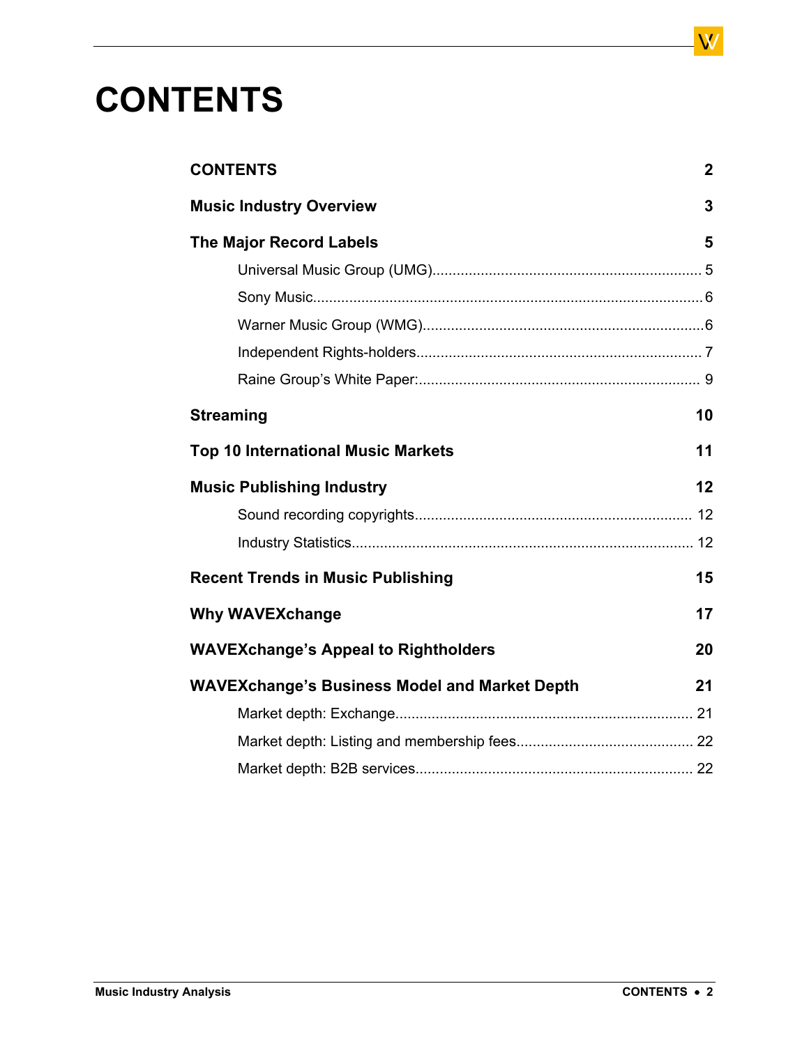# CONTENTS

| | |
|---|---|
| **CONTENTS** | **2** |
| **Music Industry Overview** | **3** |
| **The Major Record Labels** | **5** |
| Universal Music Group (UMG) | 5 |
| Sony Music | 6 |
| Warner Music Group (WMG) | 6 |
| Independent Rights-holders | 7 |
| Raine Group's White Paper: | 9 |
| **Streaming** | **10** |
| **Top 10 International Music Markets** | **11** |
| **Music Publishing Industry** | **12** |
| Sound recording copyrights | 12 |
| Industry Statistics | 12 |
| **Recent Trends in Music Publishing** | **15** |
| **Why WAVEXchange** | **17** |
| **WAVEXchange's Appeal to Rightholders** | **20** |
| **WAVEXchange's Business Model and Market Depth** | **21** |
| Market depth: Exchange | 21 |
| Market depth: Listing and membership fees | 22 |
| Market depth: B2B services | 22 |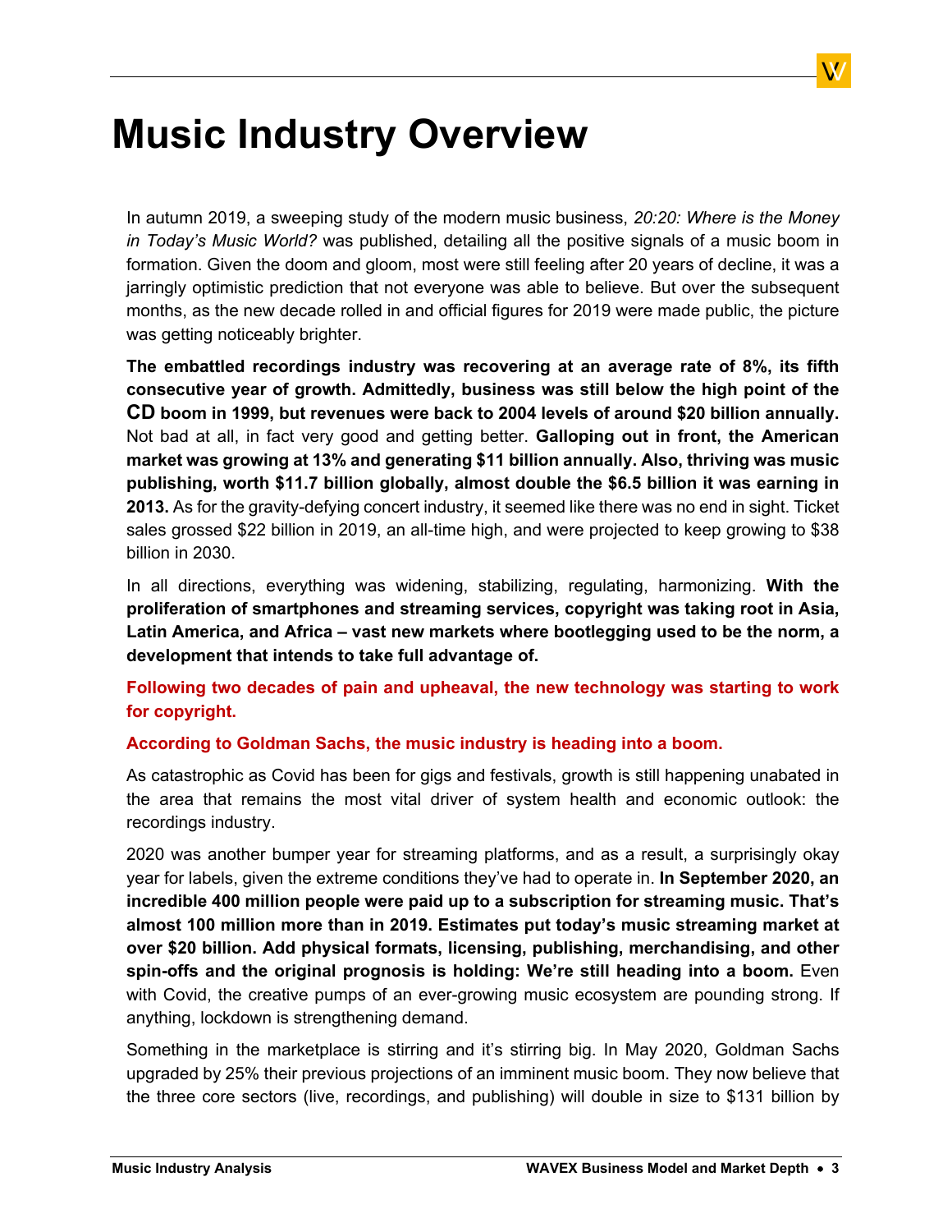# Music Industry Overview

In autumn 2019, a sweeping study of the modern music business, *20:20: Where is the Money in Today's Music World?* was published, detailing all the positive signals of a music boom in formation. Given the doom and gloom, most were still feeling after 20 years of decline, it was a jarringly optimistic prediction that not everyone was able to believe. But over the subsequent months, as the new decade rolled in and official figures for 2019 were made public, the picture was getting noticeably brighter.

**The embattled recordings industry was recovering at an average rate of 8%, its fifth consecutive year of growth. Admittedly, business was still below the high point of the CD boom in 1999, but revenues were back to 2004 levels of around $20 billion annually.** Not bad at all, in fact very good and getting better. **Galloping out in front, the American market was growing at 13% and generating $11 billion annually. Also, thriving was music publishing, worth $11.7 billion globally, almost double the $6.5 billion it was earning in 2013.** As for the gravity-defying concert industry, it seemed like there was no end in sight. Ticket sales grossed $22 billion in 2019, an all-time high, and were projected to keep growing to $38 billion in 2030.

In all directions, everything was widening, stabilizing, regulating, harmonizing. **With the proliferation of smartphones and streaming services, copyright was taking root in Asia, Latin America, and Africa – vast new markets where bootlegging used to be the norm, a development that intends to take full advantage of.**

**Following two decades of pain and upheaval, the new technology was starting to work for copyright.**

**According to Goldman Sachs, the music industry is heading into a boom.**

As catastrophic as Covid has been for gigs and festivals, growth is still happening unabated in the area that remains the most vital driver of system health and economic outlook: the recordings industry.

2020 was another bumper year for streaming platforms, and as a result, a surprisingly okay year for labels, given the extreme conditions they've had to operate in. **In September 2020, an incredible 400 million people were paid up to a subscription for streaming music. That's almost 100 million more than in 2019. Estimates put today's music streaming market at over $20 billion. Add physical formats, licensing, publishing, merchandising, and other spin-offs and the original prognosis is holding: We're still heading into a boom.** Even with Covid, the creative pumps of an ever-growing music ecosystem are pounding strong. If anything, lockdown is strengthening demand.

Something in the marketplace is stirring and it's stirring big. In May 2020, Goldman Sachs upgraded by 25% their previous projections of an imminent music boom. They now believe that the three core sectors (live, recordings, and publishing) will double in size to $131 billion by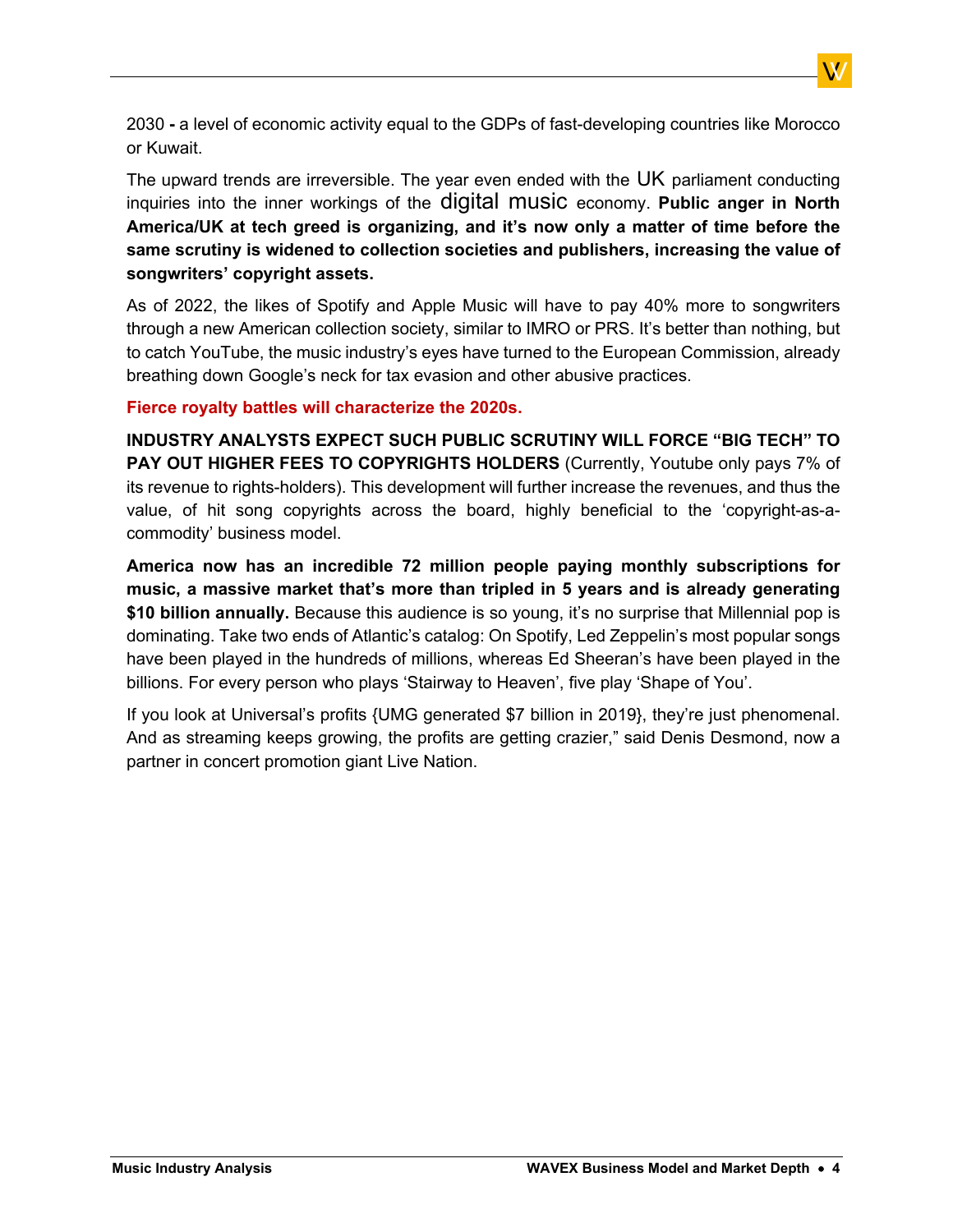2030 **-** a level of economic activity equal to the GDPs of fast-developing countries like Morocco or Kuwait.

The upward trends are irreversible. The year even ended with the UK parliament conducting inquiries into the inner workings of the digital music economy. **Public anger in North America/UK at tech greed is organizing, and it's now only a matter of time before the same scrutiny is widened to collection societies and publishers, increasing the value of songwriters' copyright assets.**

As of 2022, the likes of Spotify and Apple Music will have to pay 40% more to songwriters through a new American collection society, similar to IMRO or PRS. It's better than nothing, but to catch YouTube, the music industry's eyes have turned to the European Commission, already breathing down Google's neck for tax evasion and other abusive practices.

**Fierce royalty battles will characterize the 2020s.**

**INDUSTRY ANALYSTS EXPECT SUCH PUBLIC SCRUTINY WILL FORCE "BIG TECH" TO PAY OUT HIGHER FEES TO COPYRIGHTS HOLDERS** (Currently, Youtube only pays 7% of its revenue to rights-holders). This development will further increase the revenues, and thus the value, of hit song copyrights across the board, highly beneficial to the 'copyright-as-a-commodity' business model.

**America now has an incredible 72 million people paying monthly subscriptions for music, a massive market that's more than tripled in 5 years and is already generating $10 billion annually.** Because this audience is so young, it's no surprise that Millennial pop is dominating. Take two ends of Atlantic's catalog: On Spotify, Led Zeppelin's most popular songs have been played in the hundreds of millions, whereas Ed Sheeran's have been played in the billions. For every person who plays 'Stairway to Heaven', five play 'Shape of You'.

If you look at Universal's profits {UMG generated $7 billion in 2019}, they're just phenomenal. And as streaming keeps growing, the profits are getting crazier," said Denis Desmond, now a partner in concert promotion giant Live Nation.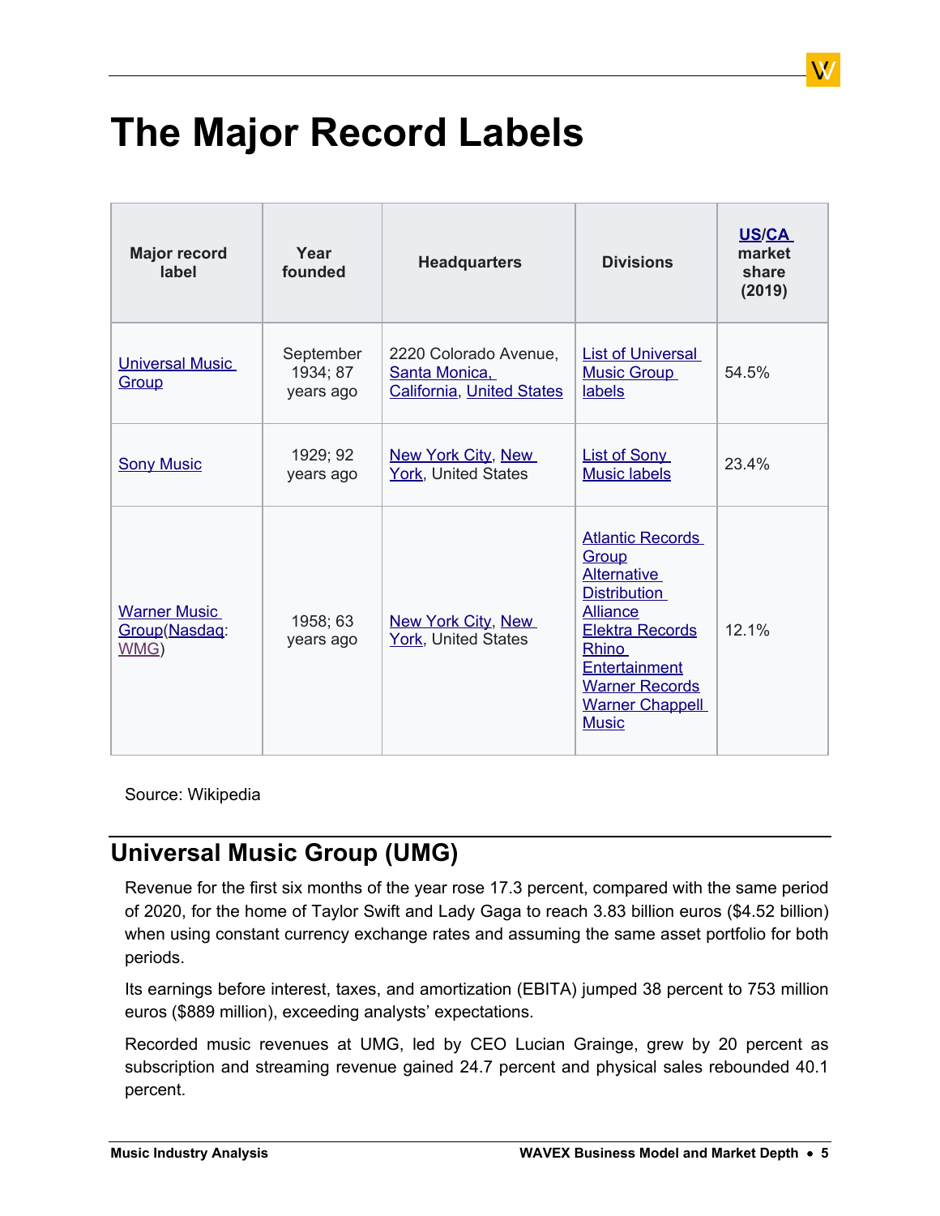# The Major Record Labels

| Major record label | Year founded | Headquarters | Divisions | US/CA market share (2019) |
|---|---|---|---|---|
| Universal Music Group | September 1934; 87 years ago | 2220 Colorado Avenue, Santa Monica, California, United States | List of Universal Music Group labels | 54.5% |
| Sony Music | 1929; 92 years ago | New York City, New York, United States | List of Sony Music labels | 23.4% |
| Warner Music Group(Nasdaq: WMG) | 1958; 63 years ago | New York City, New York, United States | Atlantic Records Group<br>Alternative Distribution Alliance<br>Elektra Records<br>Rhino Entertainment<br>Warner Records<br>Warner Chappell Music | 12.1% |

Source: Wikipedia

## Universal Music Group (UMG)

Revenue for the first six months of the year rose 17.3 percent, compared with the same period of 2020, for the home of Taylor Swift and Lady Gaga to reach 3.83 billion euros ($4.52 billion) when using constant currency exchange rates and assuming the same asset portfolio for both periods.

Its earnings before interest, taxes, and amortization (EBITA) jumped 38 percent to 753 million euros ($889 million), exceeding analysts' expectations.

Recorded music revenues at UMG, led by CEO Lucian Grainge, grew by 20 percent as subscription and streaming revenue gained 24.7 percent and physical sales rebounded 40.1 percent.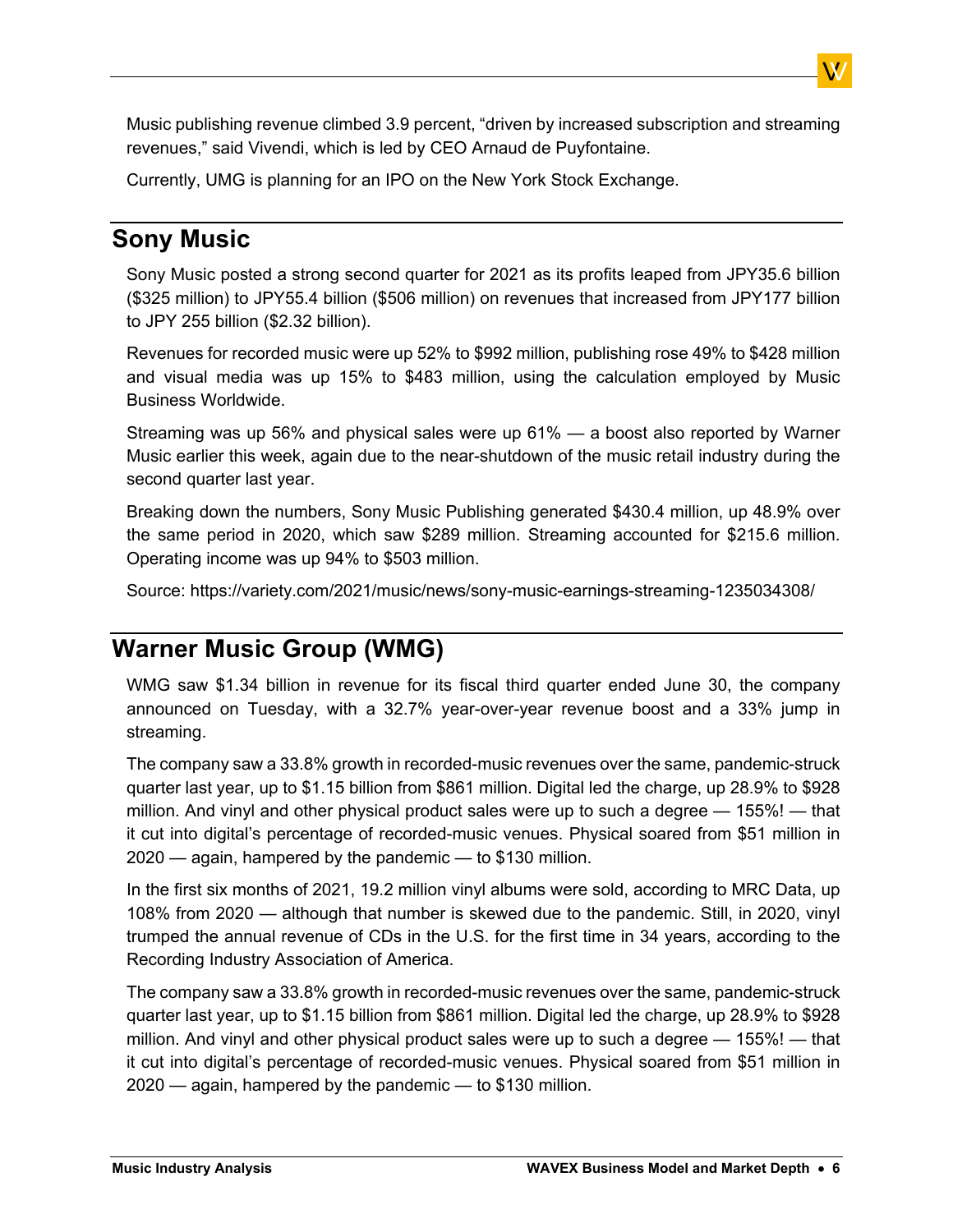Music publishing revenue climbed 3.9 percent, “driven by increased subscription and streaming revenues,” said Vivendi, which is led by CEO Arnaud de Puyfontaine.

Currently, UMG is planning for an IPO on the New York Stock Exchange.

## Sony Music

Sony Music posted a strong second quarter for 2021 as its profits leaped from JPY35.6 billion ($325 million) to JPY55.4 billion ($506 million) on revenues that increased from JPY177 billion to JPY 255 billion ($2.32 billion).

Revenues for recorded music were up 52% to $992 million, publishing rose 49% to $428 million and visual media was up 15% to $483 million, using the calculation employed by Music Business Worldwide.

Streaming was up 56% and physical sales were up 61% — a boost also reported by Warner Music earlier this week, again due to the near-shutdown of the music retail industry during the second quarter last year.

Breaking down the numbers, Sony Music Publishing generated $430.4 million, up 48.9% over the same period in 2020, which saw $289 million. Streaming accounted for $215.6 million. Operating income was up 94% to $503 million.

Source: https://variety.com/2021/music/news/sony-music-earnings-streaming-1235034308/

## Warner Music Group (WMG)

WMG saw $1.34 billion in revenue for its fiscal third quarter ended June 30, the company announced on Tuesday, with a 32.7% year-over-year revenue boost and a 33% jump in streaming.

The company saw a 33.8% growth in recorded-music revenues over the same, pandemic-struck quarter last year, up to $1.15 billion from $861 million. Digital led the charge, up 28.9% to $928 million. And vinyl and other physical product sales were up to such a degree — 155%! — that it cut into digital’s percentage of recorded-music venues. Physical soared from $51 million in 2020 — again, hampered by the pandemic — to $130 million.

In the first six months of 2021, 19.2 million vinyl albums were sold, according to MRC Data, up 108% from 2020 — although that number is skewed due to the pandemic. Still, in 2020, vinyl trumped the annual revenue of CDs in the U.S. for the first time in 34 years, according to the Recording Industry Association of America.

The company saw a 33.8% growth in recorded-music revenues over the same, pandemic-struck quarter last year, up to $1.15 billion from $861 million. Digital led the charge, up 28.9% to $928 million. And vinyl and other physical product sales were up to such a degree — 155%! — that it cut into digital’s percentage of recorded-music venues. Physical soared from $51 million in 2020 — again, hampered by the pandemic — to $130 million.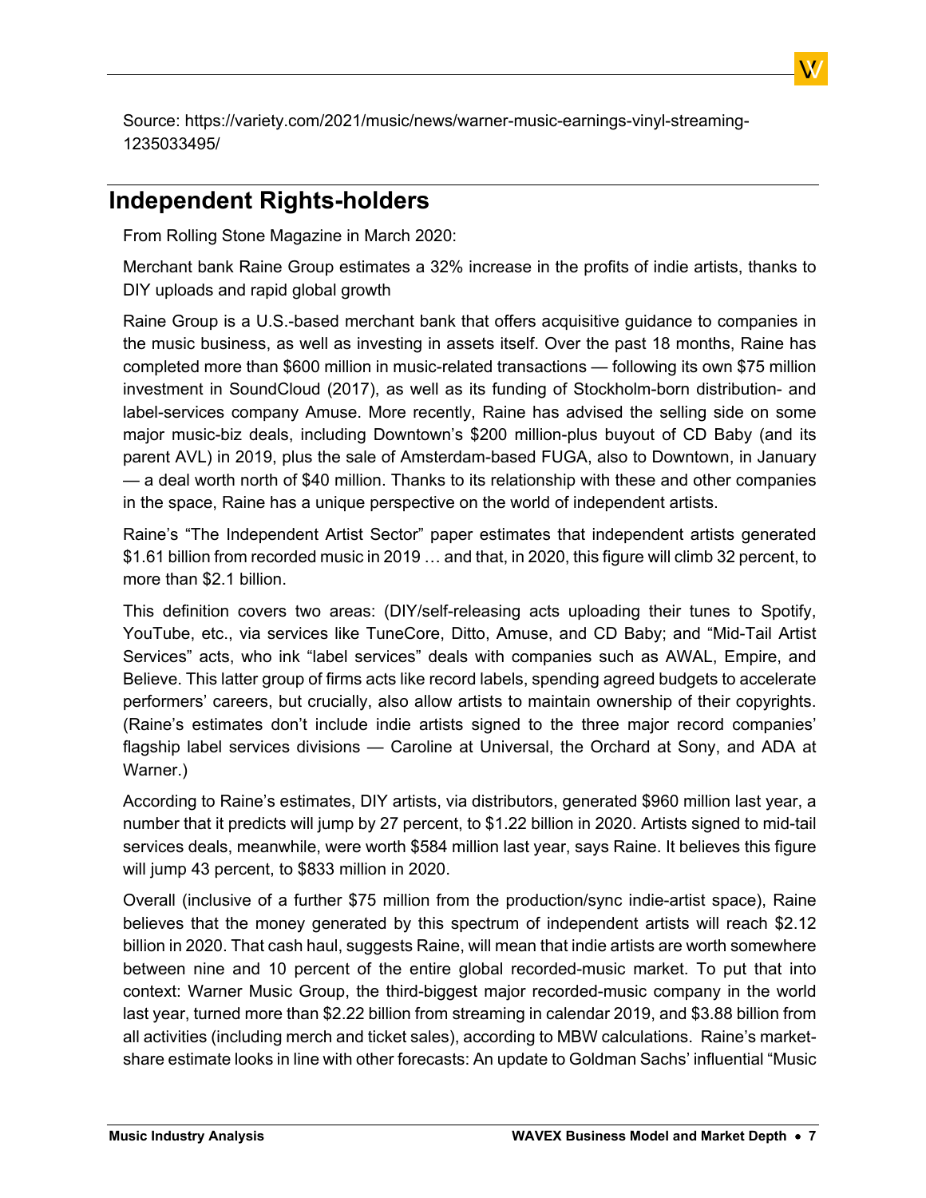Source: https://variety.com/2021/music/news/warner-music-earnings-vinyl-streaming-1235033495/

## Independent Rights-holders

From Rolling Stone Magazine in March 2020:

Merchant bank Raine Group estimates a 32% increase in the profits of indie artists, thanks to DIY uploads and rapid global growth

Raine Group is a U.S.-based merchant bank that offers acquisitive guidance to companies in the music business, as well as investing in assets itself. Over the past 18 months, Raine has completed more than $600 million in music-related transactions — following its own $75 million investment in SoundCloud (2017), as well as its funding of Stockholm-born distribution- and label-services company Amuse. More recently, Raine has advised the selling side on some major music-biz deals, including Downtown's $200 million-plus buyout of CD Baby (and its parent AVL) in 2019, plus the sale of Amsterdam-based FUGA, also to Downtown, in January — a deal worth north of $40 million. Thanks to its relationship with these and other companies in the space, Raine has a unique perspective on the world of independent artists.

Raine's "The Independent Artist Sector" paper estimates that independent artists generated $1.61 billion from recorded music in 2019 … and that, in 2020, this figure will climb 32 percent, to more than $2.1 billion.

This definition covers two areas: (DIY/self-releasing acts uploading their tunes to Spotify, YouTube, etc., via services like TuneCore, Ditto, Amuse, and CD Baby; and "Mid-Tail Artist Services" acts, who ink "label services" deals with companies such as AWAL, Empire, and Believe. This latter group of firms acts like record labels, spending agreed budgets to accelerate performers' careers, but crucially, also allow artists to maintain ownership of their copyrights. (Raine's estimates don't include indie artists signed to the three major record companies' flagship label services divisions — Caroline at Universal, the Orchard at Sony, and ADA at Warner.)

According to Raine's estimates, DIY artists, via distributors, generated $960 million last year, a number that it predicts will jump by 27 percent, to $1.22 billion in 2020. Artists signed to mid-tail services deals, meanwhile, were worth $584 million last year, says Raine. It believes this figure will jump 43 percent, to $833 million in 2020.

Overall (inclusive of a further $75 million from the production/sync indie-artist space), Raine believes that the money generated by this spectrum of independent artists will reach $2.12 billion in 2020. That cash haul, suggests Raine, will mean that indie artists are worth somewhere between nine and 10 percent of the entire global recorded-music market. To put that into context: Warner Music Group, the third-biggest major recorded-music company in the world last year, turned more than $2.22 billion from streaming in calendar 2019, and $3.88 billion from all activities (including merch and ticket sales), according to MBW calculations. Raine's market-share estimate looks in line with other forecasts: An update to Goldman Sachs' influential "Music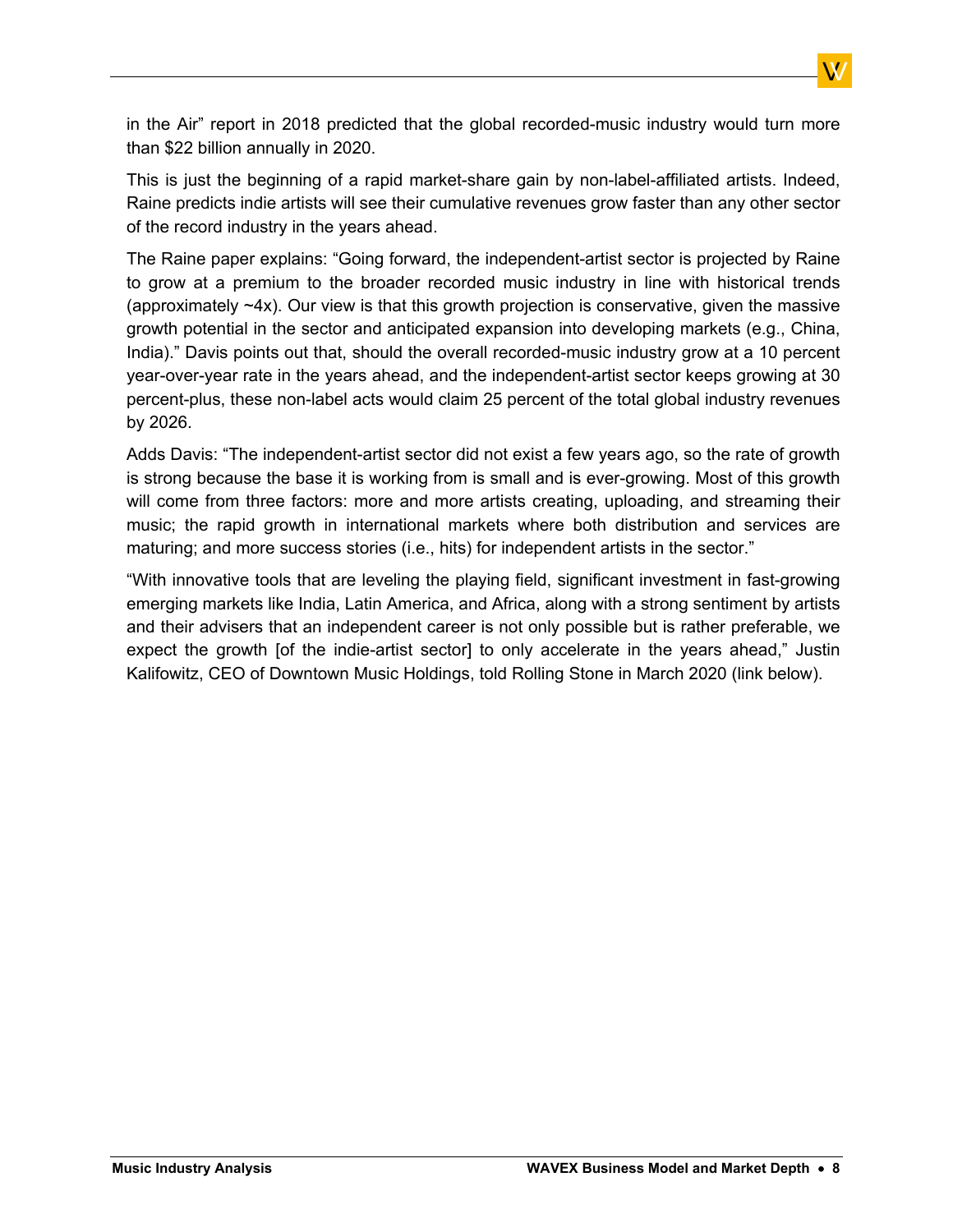in the Air" report in 2018 predicted that the global recorded-music industry would turn more than $22 billion annually in 2020.

This is just the beginning of a rapid market-share gain by non-label-affiliated artists. Indeed, Raine predicts indie artists will see their cumulative revenues grow faster than any other sector of the record industry in the years ahead.

The Raine paper explains: "Going forward, the independent-artist sector is projected by Raine to grow at a premium to the broader recorded music industry in line with historical trends (approximately ~4x). Our view is that this growth projection is conservative, given the massive growth potential in the sector and anticipated expansion into developing markets (e.g., China, India)." Davis points out that, should the overall recorded-music industry grow at a 10 percent year-over-year rate in the years ahead, and the independent-artist sector keeps growing at 30 percent-plus, these non-label acts would claim 25 percent of the total global industry revenues by 2026.

Adds Davis: "The independent-artist sector did not exist a few years ago, so the rate of growth is strong because the base it is working from is small and is ever-growing. Most of this growth will come from three factors: more and more artists creating, uploading, and streaming their music; the rapid growth in international markets where both distribution and services are maturing; and more success stories (i.e., hits) for independent artists in the sector."

"With innovative tools that are leveling the playing field, significant investment in fast-growing emerging markets like India, Latin America, and Africa, along with a strong sentiment by artists and their advisers that an independent career is not only possible but is rather preferable, we expect the growth [of the indie-artist sector] to only accelerate in the years ahead," Justin Kalifowitz, CEO of Downtown Music Holdings, told Rolling Stone in March 2020 (link below).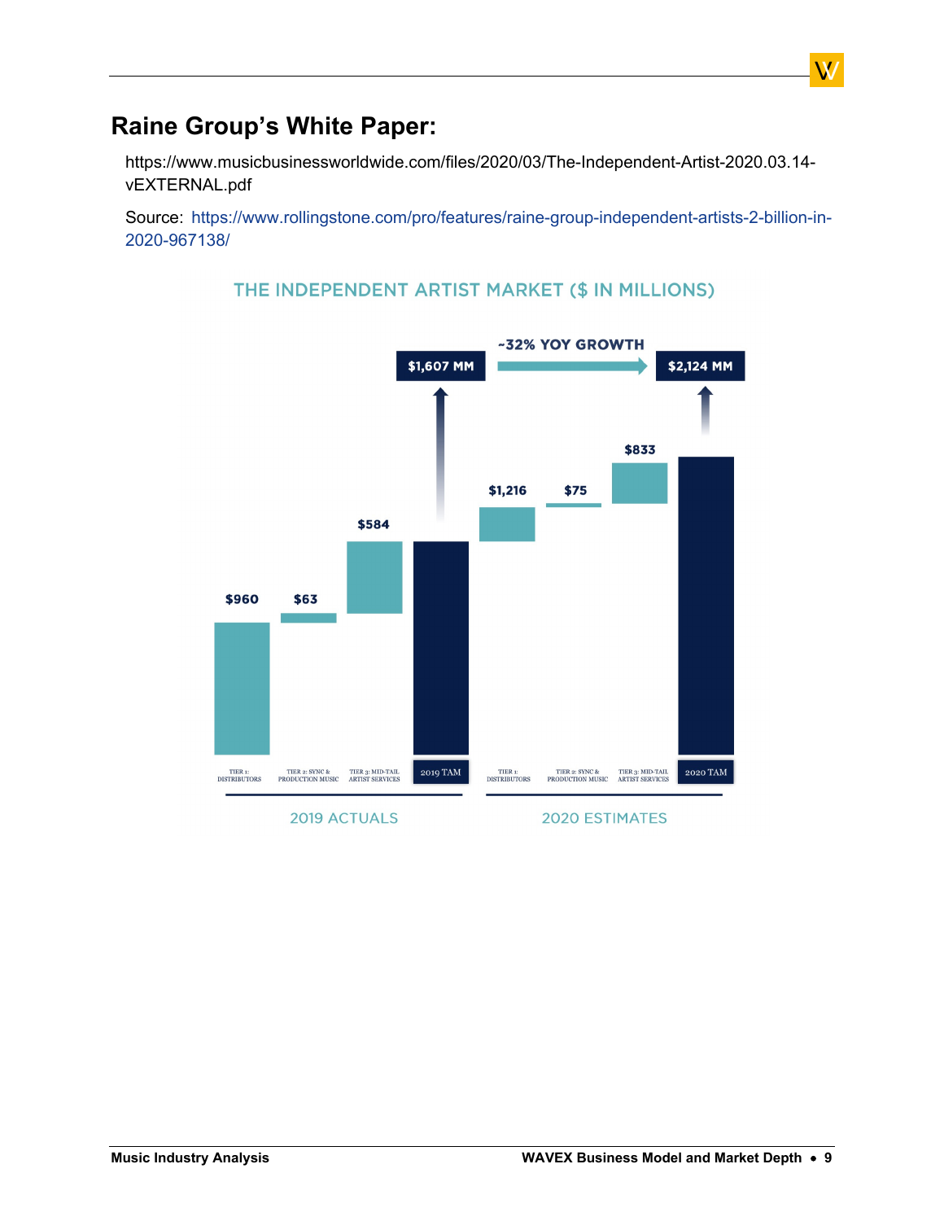## Raine Group's White Paper:

https://www.musicbusinessworldwide.com/files/2020/03/The-Independent-Artist-2020.03.14-vEXTERNAL.pdf

Source: https://www.rollingstone.com/pro/features/raine-group-independent-artists-2-billion-in-2020-967138/

THE INDEPENDENT ARTIST MARKET ($ IN MILLIONS)

~32% YOY GROWTH

| | 2019 Actuals | 2020 Estimates |
|---|---|---|
| Tier 1: Distributors | $960 | $1,216 |
| Tier 2: Sync & Production Music | $63 | $75 |
| Tier 3: Mid-Tail Artist Services | $584 | $833 |
| TAM | $1,607 MM | $2,124 MM |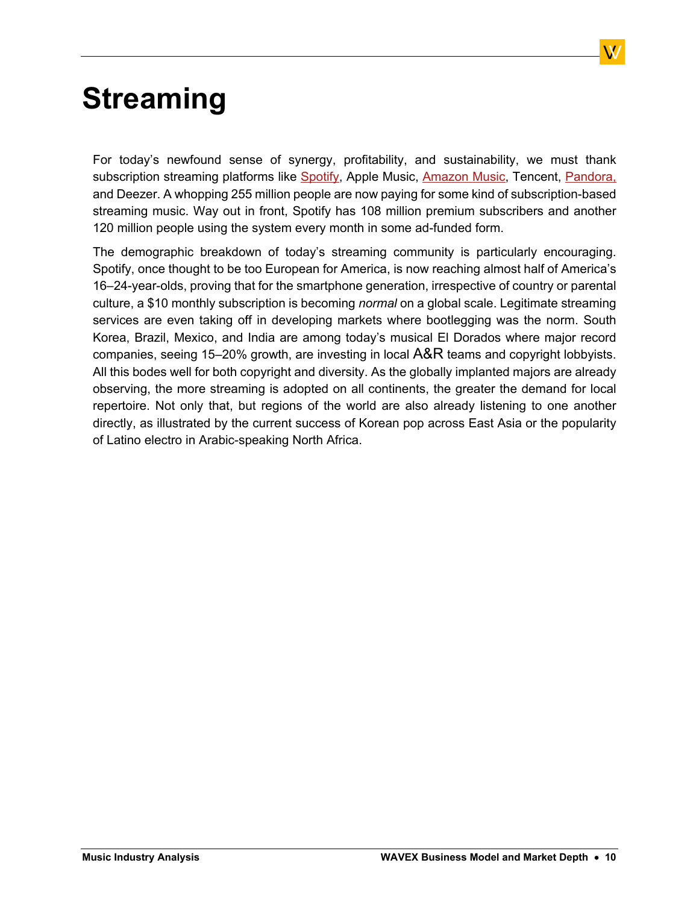# Streaming

For today's newfound sense of synergy, profitability, and sustainability, we must thank subscription streaming platforms like Spotify, Apple Music, Amazon Music, Tencent, Pandora, and Deezer. A whopping 255 million people are now paying for some kind of subscription-based streaming music. Way out in front, Spotify has 108 million premium subscribers and another 120 million people using the system every month in some ad-funded form.

The demographic breakdown of today's streaming community is particularly encouraging. Spotify, once thought to be too European for America, is now reaching almost half of America's 16–24-year-olds, proving that for the smartphone generation, irrespective of country or parental culture, a $10 monthly subscription is becoming *normal* on a global scale. Legitimate streaming services are even taking off in developing markets where bootlegging was the norm. South Korea, Brazil, Mexico, and India are among today's musical El Dorados where major record companies, seeing 15–20% growth, are investing in local A&R teams and copyright lobbyists. All this bodes well for both copyright and diversity. As the globally implanted majors are already observing, the more streaming is adopted on all continents, the greater the demand for local repertoire. Not only that, but regions of the world are also already listening to one another directly, as illustrated by the current success of Korean pop across East Asia or the popularity of Latino electro in Arabic-speaking North Africa.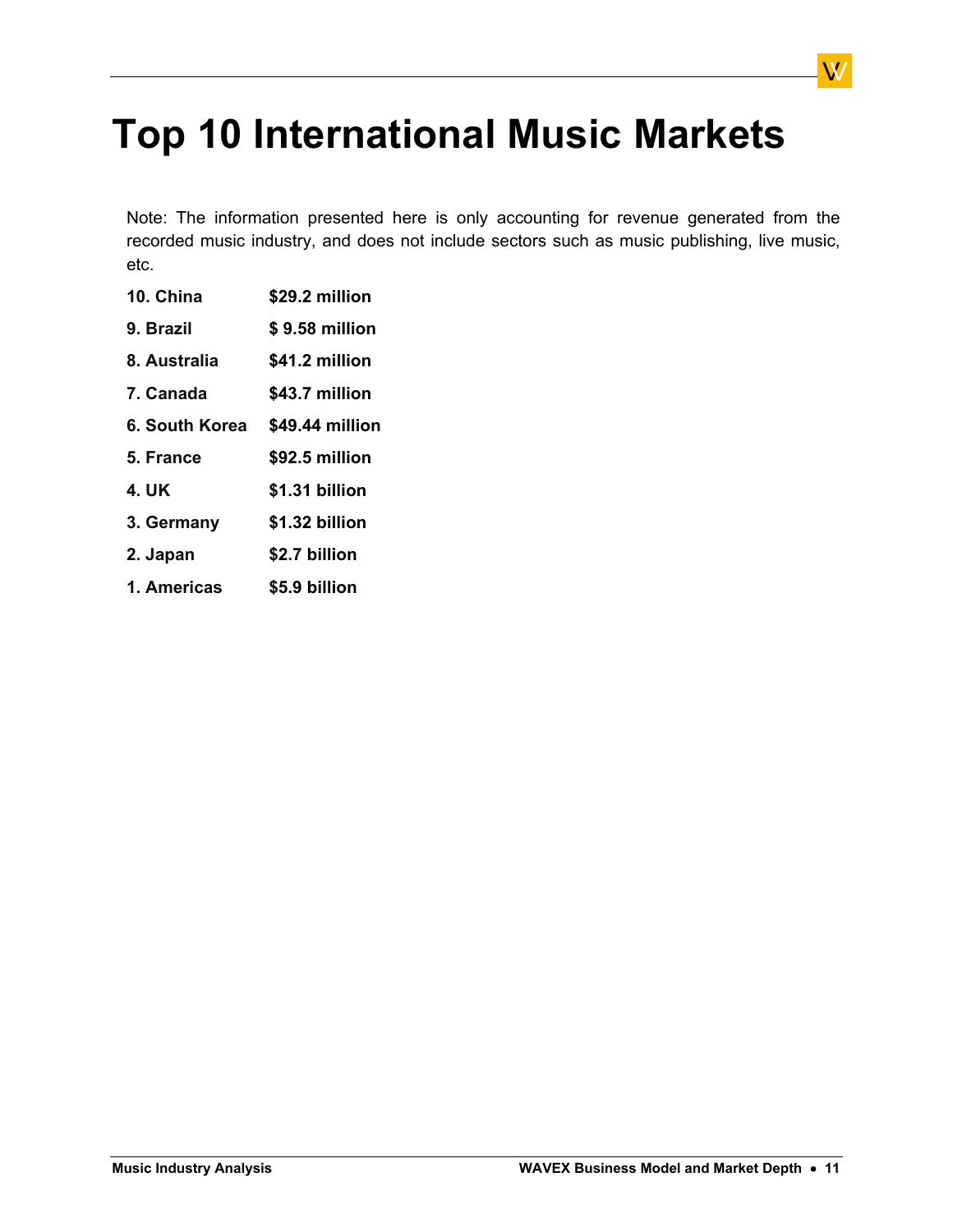# Top 10 International Music Markets

Note: The information presented here is only accounting for revenue generated from the recorded music industry, and does not include sectors such as music publishing, live music, etc.

| | |
|---|---|
| **10. China** | **$29.2 million** |
| **9. Brazil** | **$ 9.58 million** |
| **8. Australia** | **$41.2 million** |
| **7. Canada** | **$43.7 million** |
| **6. South Korea** | **$49.44 million** |
| **5. France** | **$92.5 million** |
| **4. UK** | **$1.31 billion** |
| **3. Germany** | **$1.32 billion** |
| **2. Japan** | **$2.7 billion** |
| **1. Americas** | **$5.9 billion** |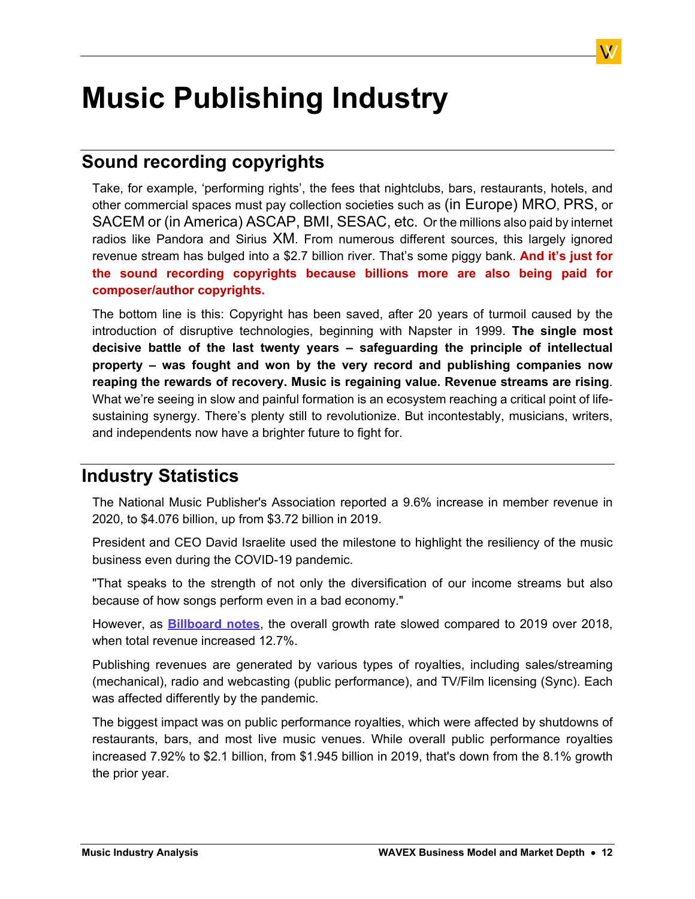# Music Publishing Industry

## Sound recording copyrights

Take, for example, 'performing rights', the fees that nightclubs, bars, restaurants, hotels, and other commercial spaces must pay collection societies such as (in Europe) MRO, PRS, or SACEM or (in America) ASCAP, BMI, SESAC, etc. Or the millions also paid by internet radios like Pandora and Sirius XM. From numerous different sources, this largely ignored revenue stream has bulged into a $2.7 billion river. That's some piggy bank. **And it's just for the sound recording copyrights because billions more are also being paid for composer/author copyrights.**

The bottom line is this: Copyright has been saved, after 20 years of turmoil caused by the introduction of disruptive technologies, beginning with Napster in 1999. **The single most decisive battle of the last twenty years – safeguarding the principle of intellectual property – was fought and won by the very record and publishing companies now reaping the rewards of recovery. Music is regaining value. Revenue streams are rising**. What we're seeing in slow and painful formation is an ecosystem reaching a critical point of life-sustaining synergy. There's plenty still to revolutionize. But incontestably, musicians, writers, and independents now have a brighter future to fight for.

## Industry Statistics

The National Music Publisher's Association reported a 9.6% increase in member revenue in 2020, to $4.076 billion, up from $3.72 billion in 2019.

President and CEO David Israelite used the milestone to highlight the resiliency of the music business even during the COVID-19 pandemic.

"That speaks to the strength of not only the diversification of our income streams but also because of how songs perform even in a bad economy."

However, as **Billboard notes**, the overall growth rate slowed compared to 2019 over 2018, when total revenue increased 12.7%.

Publishing revenues are generated by various types of royalties, including sales/streaming (mechanical), radio and webcasting (public performance), and TV/Film licensing (Sync). Each was affected differently by the pandemic.

The biggest impact was on public performance royalties, which were affected by shutdowns of restaurants, bars, and most live music venues. While overall public performance royalties increased 7.92% to $2.1 billion, from $1.945 billion in 2019, that's down from the 8.1% growth the prior year.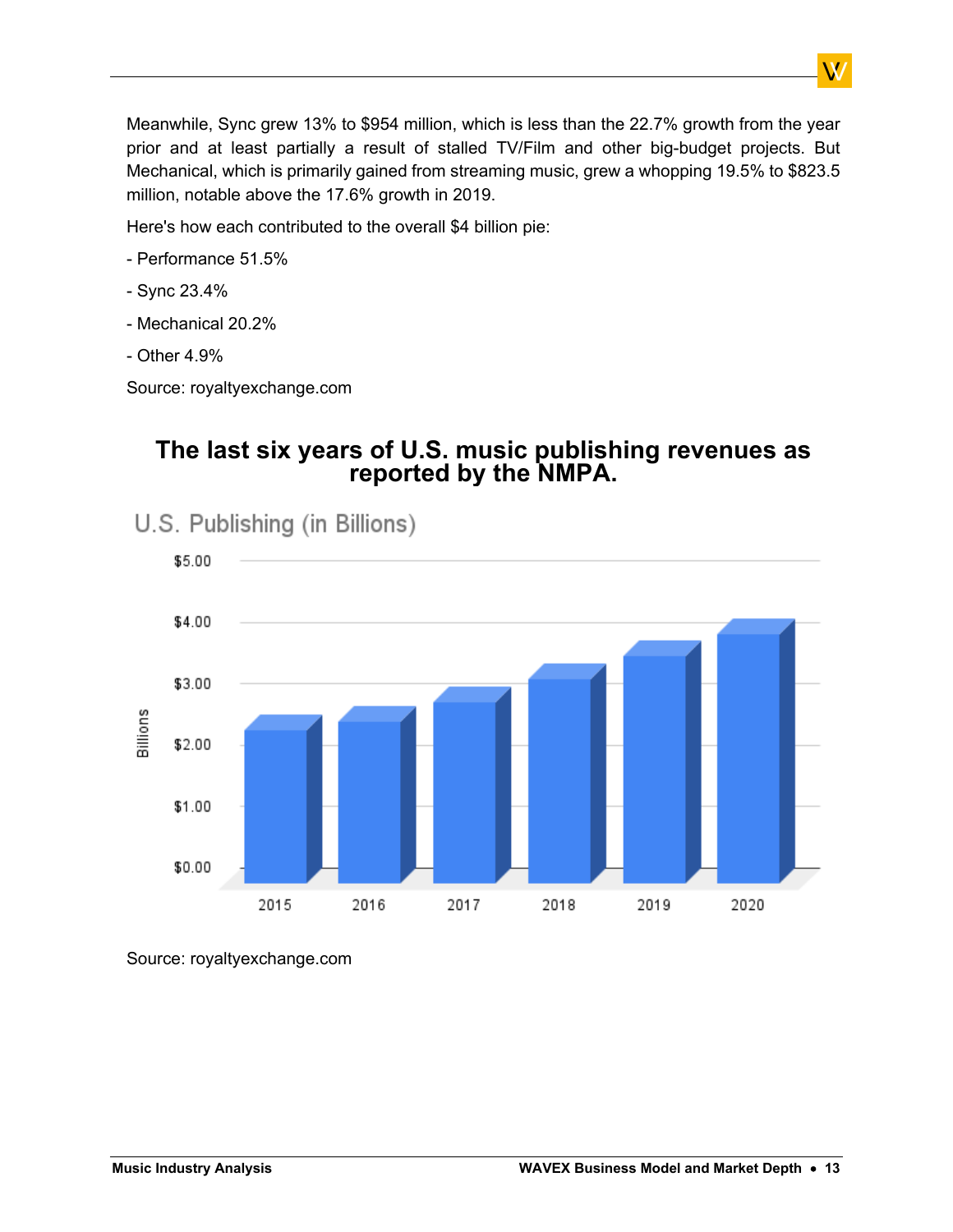Meanwhile, Sync grew 13% to $954 million, which is less than the 22.7% growth from the year prior and at least partially a result of stalled TV/Film and other big-budget projects. But Mechanical, which is primarily gained from streaming music, grew a whopping 19.5% to $823.5 million, notable above the 17.6% growth in 2019.

Here's how each contributed to the overall $4 billion pie:

- Performance 51.5%
- Sync 23.4%
- Mechanical 20.2%
- Other 4.9%

Source: royaltyexchange.com

## The last six years of U.S. music publishing revenues as reported by the NMPA.

U.S. Publishing (in Billions)

Source: royaltyexchange.com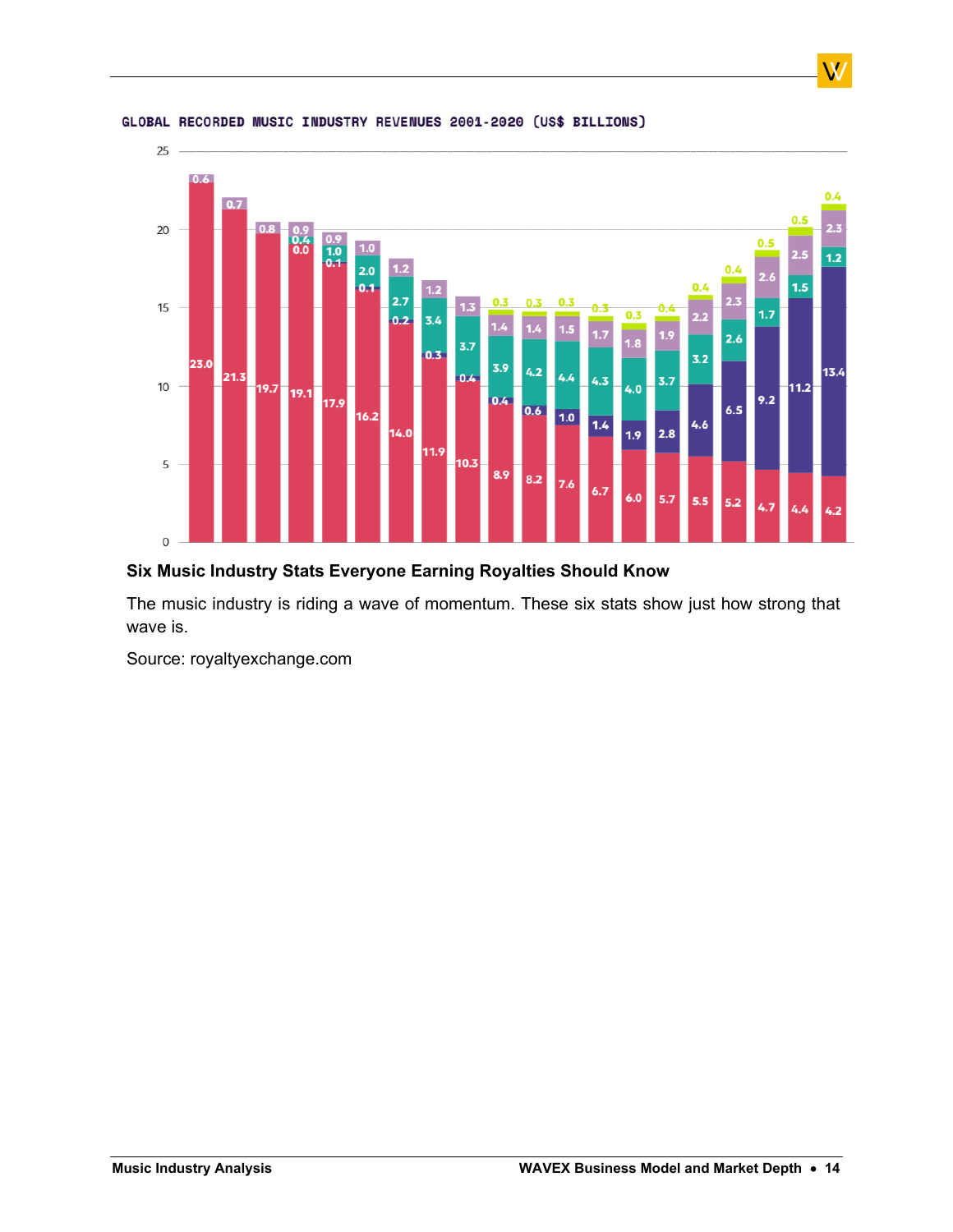GLOBAL RECORDED MUSIC INDUSTRY REVENUES 2001-2020 (US$ BILLIONS)

| | 2001 | 2002 | 2003 | 2004 | 2005 | 2006 | 2007 | 2008 | 2009 | 2010 | 2011 | 2012 | 2013 | 2014 | 2015 | 2016 | 2017 | 2018 | 2019 | 2020 |
|---|---|---|---|---|---|---|---|---|---|---|---|---|---|---|---|---|---|---|---|---|
| | 23.0 | 21.3 | 19.7 | 19.1 | 17.9 | 16.2 | 14.0 | 11.9 | 10.3 | 8.9 | 8.2 | 7.6 | 6.7 | 6.0 | 5.7 | 5.5 | 5.2 | 4.7 | 4.4 | 4.2 |
| | | | | | | 0.1 | 0.2 | 0.3 | 0.4 | 0.4 | 0.6 | 1.0 | 1.4 | 1.9 | 2.8 | 4.6 | 6.5 | 9.2 | 11.2 | 13.4 |
| | | | | 0.0 | 0.1 | | | | | | | | | | | | | | | |
| | | | | 0.4 | 1.0 | 2.0 | 2.7 | 3.4 | 3.7 | 3.9 | 4.2 | 4.4 | 4.3 | 4.0 | 3.7 | 3.2 | 2.6 | 1.7 | 1.5 | 1.2 |
| | 0.6 | 0.7 | 0.8 | 0.9 | 0.9 | 1.0 | 1.2 | 1.2 | 1.3 | 1.4 | 1.4 | 1.5 | 1.7 | 1.8 | 1.9 | 2.2 | 2.3 | 2.6 | 2.5 | 2.3 |
| | | | | | | | | | | 0.3 | 0.3 | 0.3 | 0.3 | 0.3 | 0.4 | 0.4 | 0.4 | 0.5 | 0.5 | 0.4 |

## Six Music Industry Stats Everyone Earning Royalties Should Know

The music industry is riding a wave of momentum. These six stats show just how strong that wave is.

Source: royaltyexchange.com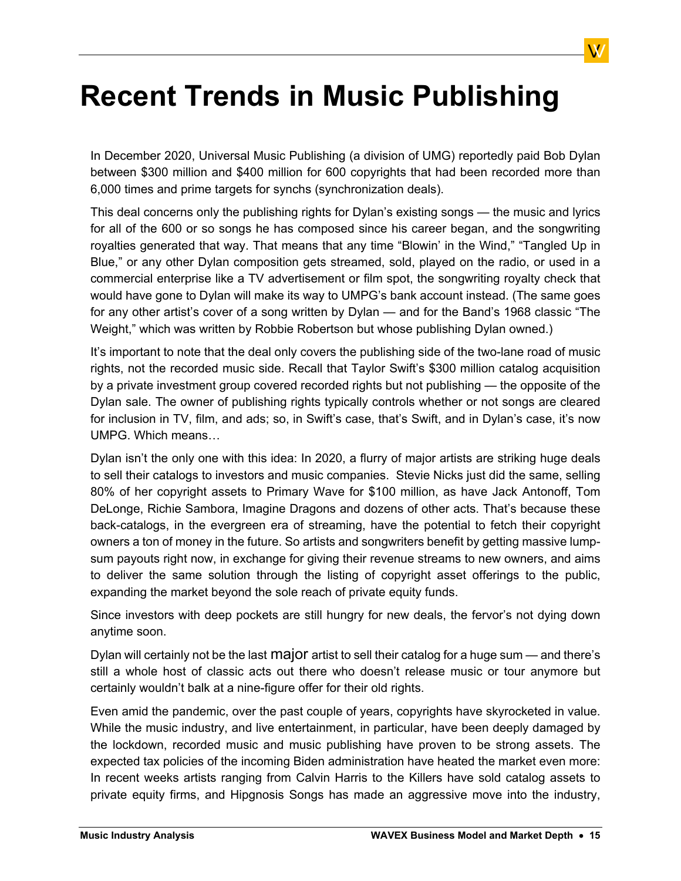# Recent Trends in Music Publishing

In December 2020, Universal Music Publishing (a division of UMG) reportedly paid Bob Dylan between $300 million and $400 million for 600 copyrights that had been recorded more than 6,000 times and prime targets for synchs (synchronization deals).

This deal concerns only the publishing rights for Dylan's existing songs — the music and lyrics for all of the 600 or so songs he has composed since his career began, and the songwriting royalties generated that way. That means that any time "Blowin' in the Wind," "Tangled Up in Blue," or any other Dylan composition gets streamed, sold, played on the radio, or used in a commercial enterprise like a TV advertisement or film spot, the songwriting royalty check that would have gone to Dylan will make its way to UMPG's bank account instead. (The same goes for any other artist's cover of a song written by Dylan — and for the Band's 1968 classic "The Weight," which was written by Robbie Robertson but whose publishing Dylan owned.)

It's important to note that the deal only covers the publishing side of the two-lane road of music rights, not the recorded music side. Recall that Taylor Swift's $300 million catalog acquisition by a private investment group covered recorded rights but not publishing — the opposite of the Dylan sale. The owner of publishing rights typically controls whether or not songs are cleared for inclusion in TV, film, and ads; so, in Swift's case, that's Swift, and in Dylan's case, it's now UMPG. Which means…

Dylan isn't the only one with this idea: In 2020, a flurry of major artists are striking huge deals to sell their catalogs to investors and music companies. Stevie Nicks just did the same, selling 80% of her copyright assets to Primary Wave for $100 million, as have Jack Antonoff, Tom DeLonge, Richie Sambora, Imagine Dragons and dozens of other acts. That's because these back-catalogs, in the evergreen era of streaming, have the potential to fetch their copyright owners a ton of money in the future. So artists and songwriters benefit by getting massive lump-sum payouts right now, in exchange for giving their revenue streams to new owners, and aims to deliver the same solution through the listing of copyright asset offerings to the public, expanding the market beyond the sole reach of private equity funds.

Since investors with deep pockets are still hungry for new deals, the fervor's not dying down anytime soon.

Dylan will certainly not be the last major artist to sell their catalog for a huge sum — and there's still a whole host of classic acts out there who doesn't release music or tour anymore but certainly wouldn't balk at a nine-figure offer for their old rights.

Even amid the pandemic, over the past couple of years, copyrights have skyrocketed in value. While the music industry, and live entertainment, in particular, have been deeply damaged by the lockdown, recorded music and music publishing have proven to be strong assets. The expected tax policies of the incoming Biden administration have heated the market even more: In recent weeks artists ranging from Calvin Harris to the Killers have sold catalog assets to private equity firms, and Hipgnosis Songs has made an aggressive move into the industry,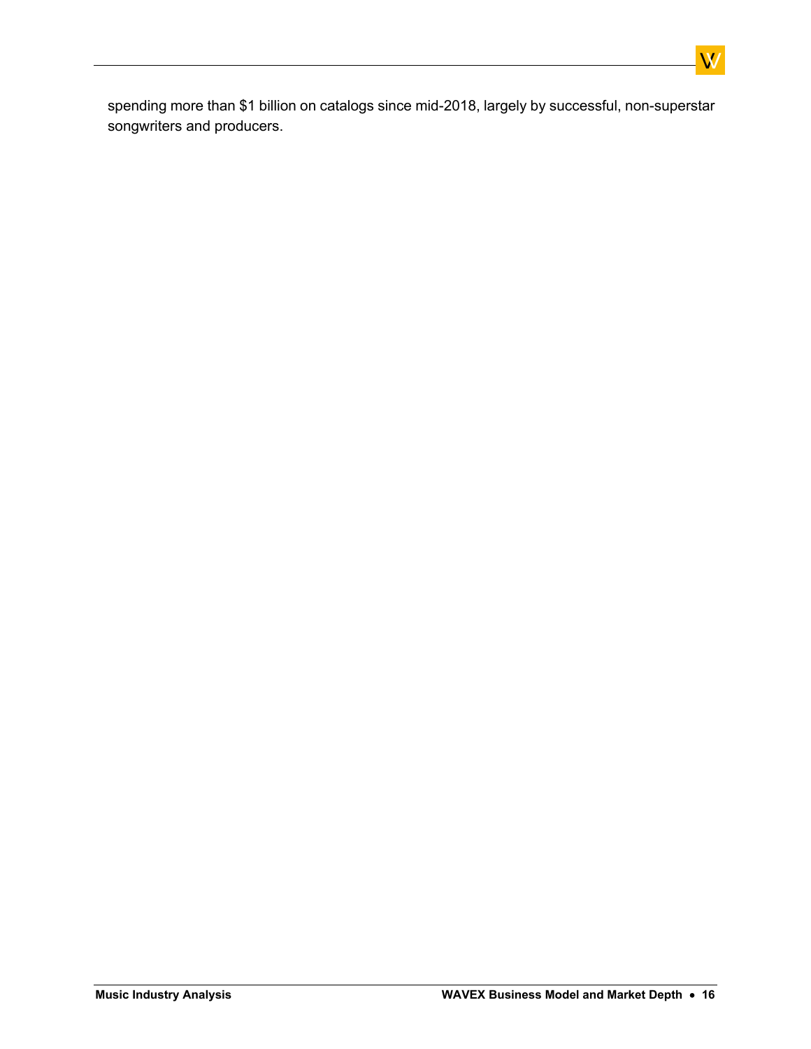spending more than $1 billion on catalogs since mid-2018, largely by successful, non-superstar songwriters and producers.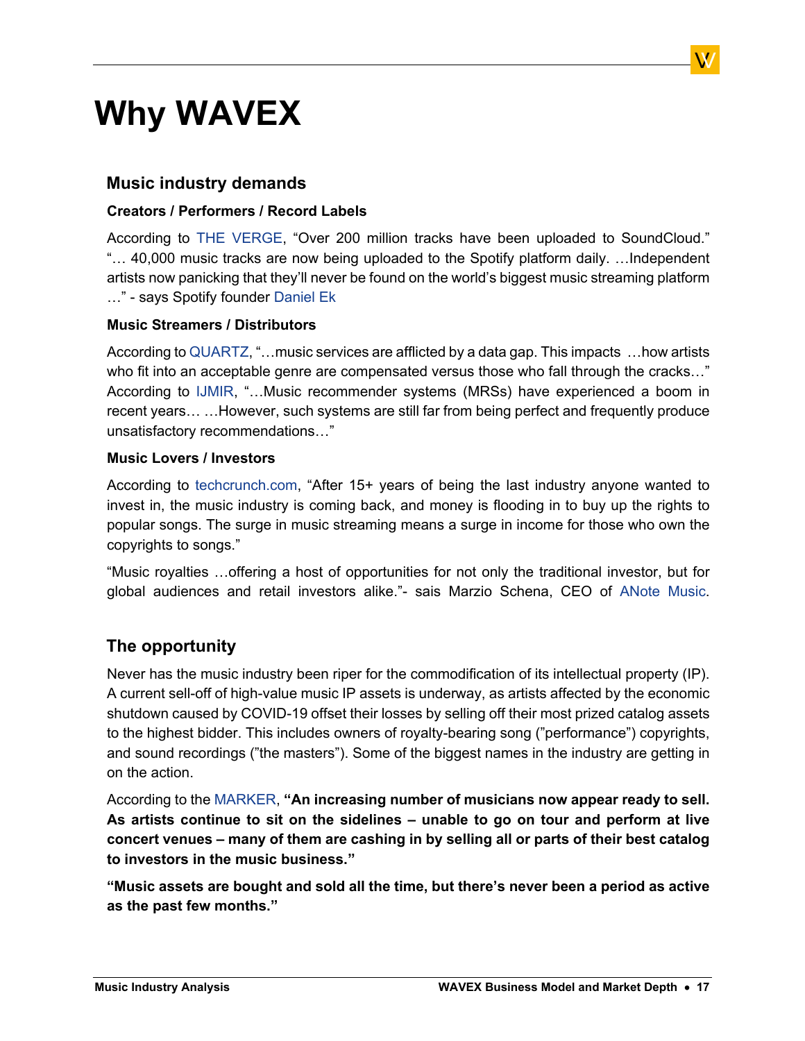# Why WAVEX

## Music industry demands

### Creators / Performers / Record Labels

According to THE VERGE, “Over 200 million tracks have been uploaded to SoundCloud.” “… 40,000 music tracks are now being uploaded to the Spotify platform daily. …Independent artists now panicking that they’ll never be found on the world’s biggest music streaming platform …” - says Spotify founder Daniel Ek

### Music Streamers / Distributors

According to QUARTZ, “…music services are afflicted by a data gap. This impacts …how artists who fit into an acceptable genre are compensated versus those who fall through the cracks…” According to IJMIR, “…Music recommender systems (MRSs) have experienced a boom in recent years… …However, such systems are still far from being perfect and frequently produce unsatisfactory recommendations…”

### Music Lovers / Investors

According to techcrunch.com, “After 15+ years of being the last industry anyone wanted to invest in, the music industry is coming back, and money is flooding in to buy up the rights to popular songs. The surge in music streaming means a surge in income for those who own the copyrights to songs.”

“Music royalties …offering a host of opportunities for not only the traditional investor, but for global audiences and retail investors alike.”- sais Marzio Schena, CEO of ANote Music.

## The opportunity

Never has the music industry been riper for the commodification of its intellectual property (IP). A current sell-off of high-value music IP assets is underway, as artists affected by the economic shutdown caused by COVID-19 offset their losses by selling off their most prized catalog assets to the highest bidder. This includes owners of royalty-bearing song (”performance”) copyrights, and sound recordings (”the masters”). Some of the biggest names in the industry are getting in on the action.

According to the MARKER, **“An increasing number of musicians now appear ready to sell. As artists continue to sit on the sidelines – unable to go on tour and perform at live concert venues – many of them are cashing in by selling all or parts of their best catalog to investors in the music business.”**

**“Music assets are bought and sold all the time, but there’s never been a period as active as the past few months.”**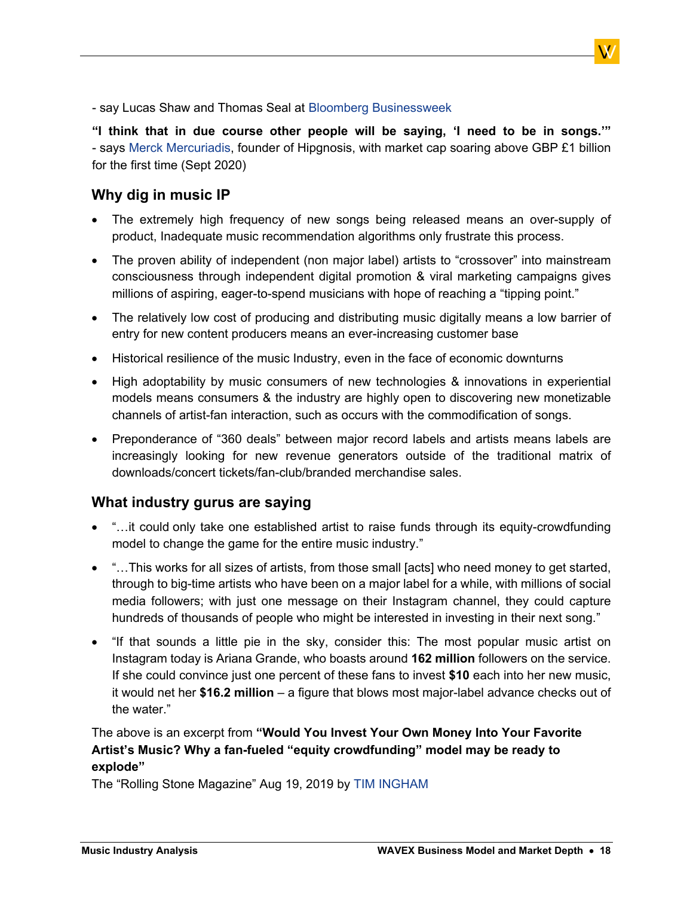- say Lucas Shaw and Thomas Seal at Bloomberg Businessweek

**“I think that in due course other people will be saying, ‘I need to be in songs.’”** - says Merck Mercuriadis, founder of Hipgnosis, with market cap soaring above GBP £1 billion for the first time (Sept 2020)

## Why dig in music IP

- The extremely high frequency of new songs being released means an over-supply of product, Inadequate music recommendation algorithms only frustrate this process.
- The proven ability of independent (non major label) artists to “crossover” into mainstream consciousness through independent digital promotion & viral marketing campaigns gives millions of aspiring, eager-to-spend musicians with hope of reaching a “tipping point.”
- The relatively low cost of producing and distributing music digitally means a low barrier of entry for new content producers means an ever-increasing customer base
- Historical resilience of the music Industry, even in the face of economic downturns
- High adoptability by music consumers of new technologies & innovations in experiential models means consumers & the industry are highly open to discovering new monetizable channels of artist-fan interaction, such as occurs with the commodification of songs.
- Preponderance of “360 deals” between major record labels and artists means labels are increasingly looking for new revenue generators outside of the traditional matrix of downloads/concert tickets/fan-club/branded merchandise sales.

## What industry gurus are saying

- “…it could only take one established artist to raise funds through its equity-crowdfunding model to change the game for the entire music industry.”
- “…This works for all sizes of artists, from those small [acts] who need money to get started, through to big-time artists who have been on a major label for a while, with millions of social media followers; with just one message on their Instagram channel, they could capture hundreds of thousands of people who might be interested in investing in their next song.”
- “If that sounds a little pie in the sky, consider this: The most popular music artist on Instagram today is Ariana Grande, who boasts around **162 million** followers on the service. If she could convince just one percent of these fans to invest **$10** each into her new music, it would net her **$16.2 million** – a figure that blows most major-label advance checks out of the water.”

The above is an excerpt from **“Would You Invest Your Own Money Into Your Favorite Artist’s Music? Why a fan-fueled “equity crowdfunding” model may be ready to explode”**
The “Rolling Stone Magazine” Aug 19, 2019 by TIM INGHAM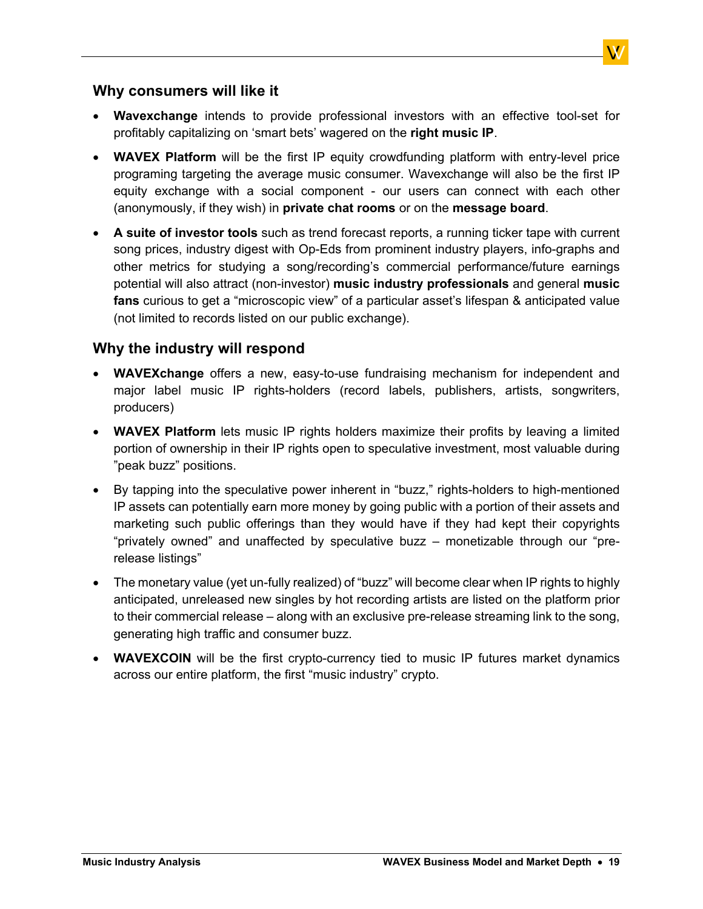## Why consumers will like it

- **Wavexchange** intends to provide professional investors with an effective tool-set for profitably capitalizing on 'smart bets' wagered on the **right music IP**.
- **WAVEX Platform** will be the first IP equity crowdfunding platform with entry-level price programing targeting the average music consumer. Wavexchange will also be the first IP equity exchange with a social component - our users can connect with each other (anonymously, if they wish) in **private chat rooms** or on the **message board**.
- **A suite of investor tools** such as trend forecast reports, a running ticker tape with current song prices, industry digest with Op-Eds from prominent industry players, info-graphs and other metrics for studying a song/recording's commercial performance/future earnings potential will also attract (non-investor) **music industry professionals** and general **music fans** curious to get a "microscopic view" of a particular asset's lifespan & anticipated value (not limited to records listed on our public exchange).

## Why the industry will respond

- **WAVEXchange** offers a new, easy-to-use fundraising mechanism for independent and major label music IP rights-holders (record labels, publishers, artists, songwriters, producers)
- **WAVEX Platform** lets music IP rights holders maximize their profits by leaving a limited portion of ownership in their IP rights open to speculative investment, most valuable during "peak buzz" positions.
- By tapping into the speculative power inherent in "buzz," rights-holders to high-mentioned IP assets can potentially earn more money by going public with a portion of their assets and marketing such public offerings than they would have if they had kept their copyrights "privately owned" and unaffected by speculative buzz – monetizable through our "pre-release listings"
- The monetary value (yet un-fully realized) of "buzz" will become clear when IP rights to highly anticipated, unreleased new singles by hot recording artists are listed on the platform prior to their commercial release – along with an exclusive pre-release streaming link to the song, generating high traffic and consumer buzz.
- **WAVEXCOIN** will be the first crypto-currency tied to music IP futures market dynamics across our entire platform, the first "music industry" crypto.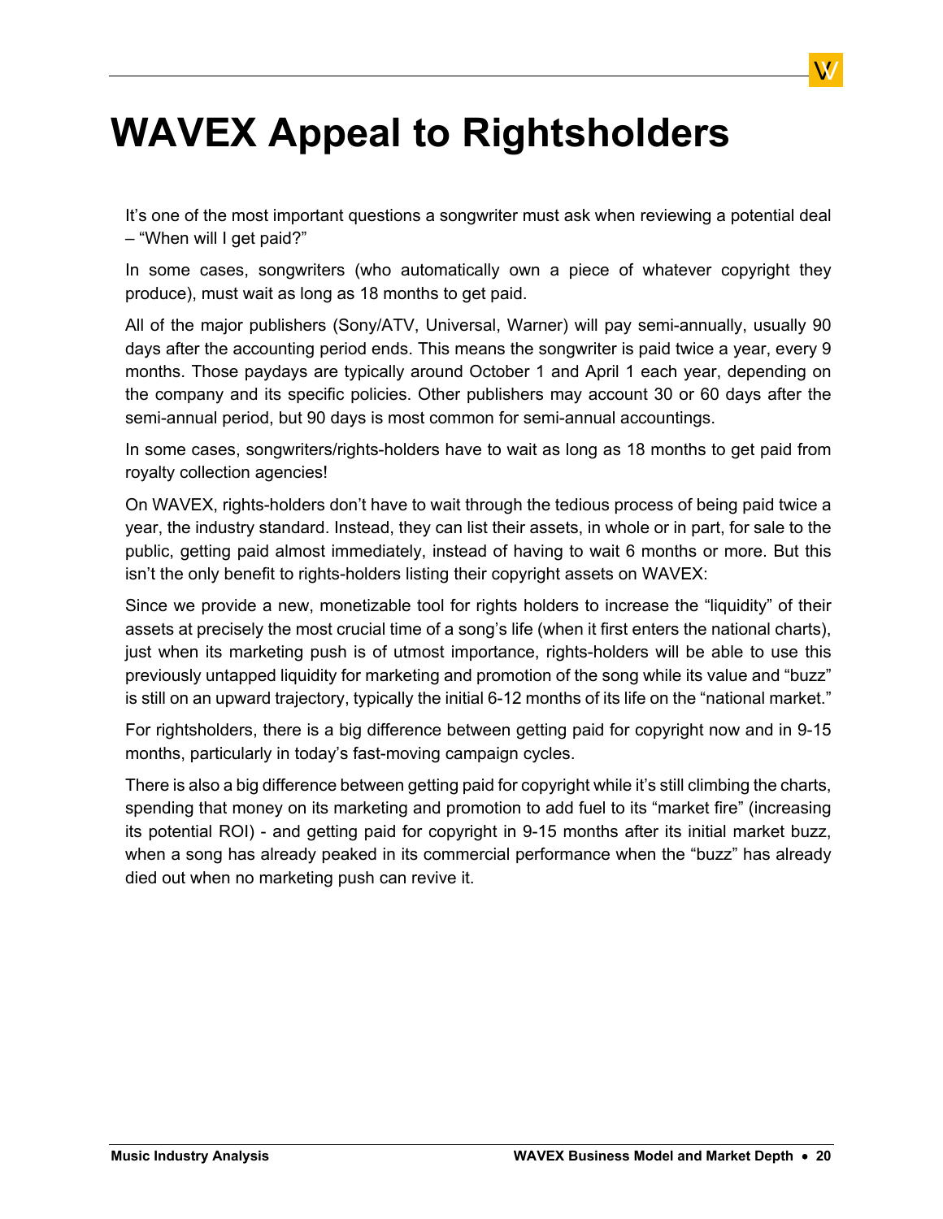# WAVEX Appeal to Rightsholders

It's one of the most important questions a songwriter must ask when reviewing a potential deal – "When will I get paid?"

In some cases, songwriters (who automatically own a piece of whatever copyright they produce), must wait as long as 18 months to get paid.

All of the major publishers (Sony/ATV, Universal, Warner) will pay semi-annually, usually 90 days after the accounting period ends. This means the songwriter is paid twice a year, every 9 months. Those paydays are typically around October 1 and April 1 each year, depending on the company and its specific policies. Other publishers may account 30 or 60 days after the semi-annual period, but 90 days is most common for semi-annual accountings.

In some cases, songwriters/rights-holders have to wait as long as 18 months to get paid from royalty collection agencies!

On WAVEX, rights-holders don't have to wait through the tedious process of being paid twice a year, the industry standard. Instead, they can list their assets, in whole or in part, for sale to the public, getting paid almost immediately, instead of having to wait 6 months or more. But this isn't the only benefit to rights-holders listing their copyright assets on WAVEX:

Since we provide a new, monetizable tool for rights holders to increase the "liquidity" of their assets at precisely the most crucial time of a song's life (when it first enters the national charts), just when its marketing push is of utmost importance, rights-holders will be able to use this previously untapped liquidity for marketing and promotion of the song while its value and "buzz" is still on an upward trajectory, typically the initial 6-12 months of its life on the "national market."

For rightsholders, there is a big difference between getting paid for copyright now and in 9-15 months, particularly in today's fast-moving campaign cycles.

There is also a big difference between getting paid for copyright while it's still climbing the charts, spending that money on its marketing and promotion to add fuel to its "market fire" (increasing its potential ROI) - and getting paid for copyright in 9-15 months after its initial market buzz, when a song has already peaked in its commercial performance when the "buzz" has already died out when no marketing push can revive it.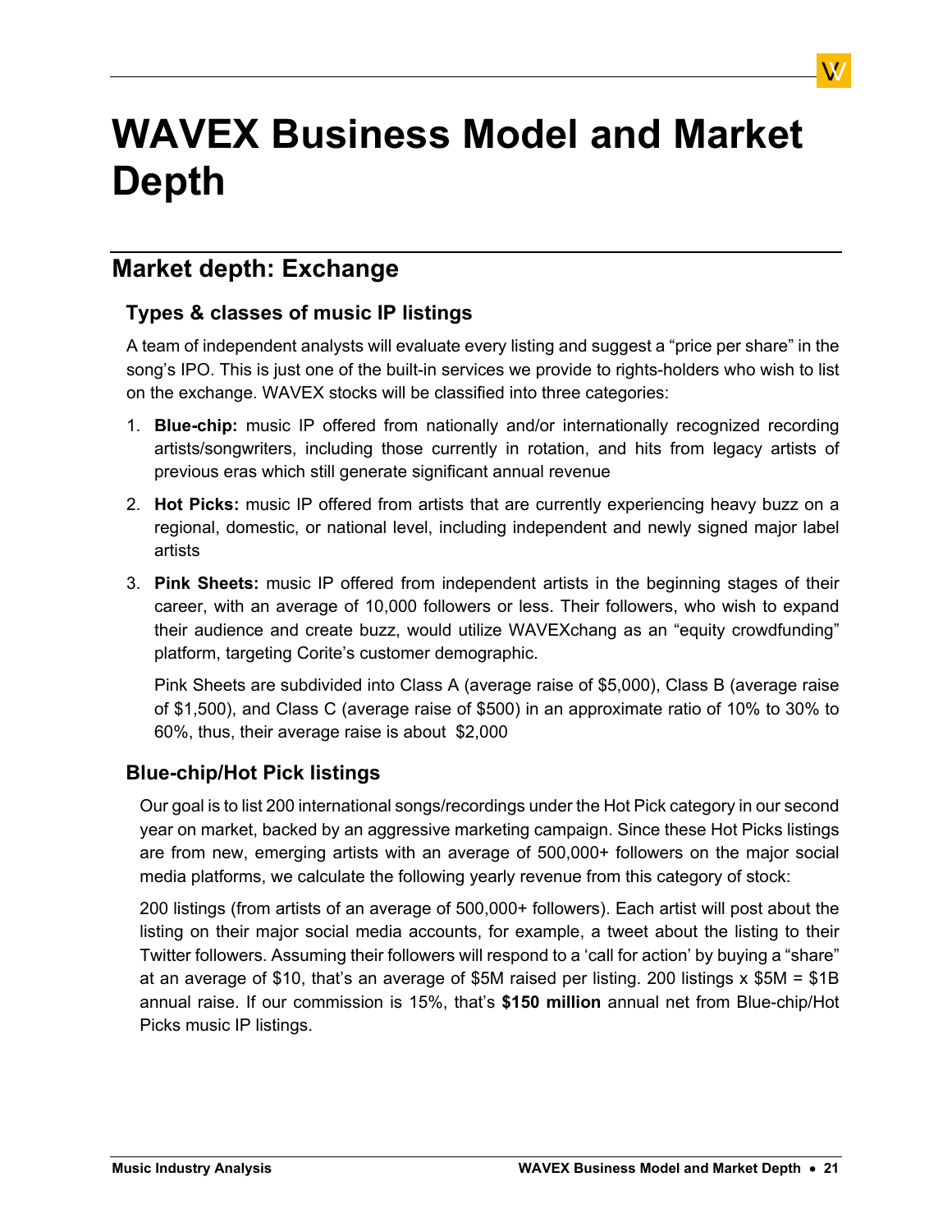# WAVEX Business Model and Market Depth

## Market depth: Exchange

### Types & classes of music IP listings

A team of independent analysts will evaluate every listing and suggest a "price per share" in the song's IPO. This is just one of the built-in services we provide to rights-holders who wish to list on the exchange. WAVEX stocks will be classified into three categories:

1. **Blue-chip:** music IP offered from nationally and/or internationally recognized recording artists/songwriters, including those currently in rotation, and hits from legacy artists of previous eras which still generate significant annual revenue
2. **Hot Picks:** music IP offered from artists that are currently experiencing heavy buzz on a regional, domestic, or national level, including independent and newly signed major label artists
3. **Pink Sheets:** music IP offered from independent artists in the beginning stages of their career, with an average of 10,000 followers or less. Their followers, who wish to expand their audience and create buzz, would utilize WAVEXchang as an "equity crowdfunding" platform, targeting Corite's customer demographic.

   Pink Sheets are subdivided into Class A (average raise of $5,000), Class B (average raise of $1,500), and Class C (average raise of $500) in an approximate ratio of 10% to 30% to 60%, thus, their average raise is about $2,000

### Blue-chip/Hot Pick listings

Our goal is to list 200 international songs/recordings under the Hot Pick category in our second year on market, backed by an aggressive marketing campaign. Since these Hot Picks listings are from new, emerging artists with an average of 500,000+ followers on the major social media platforms, we calculate the following yearly revenue from this category of stock:

200 listings (from artists of an average of 500,000+ followers). Each artist will post about the listing on their major social media accounts, for example, a tweet about the listing to their Twitter followers. Assuming their followers will respond to a 'call for action' by buying a "share" at an average of $10, that's an average of $5M raised per listing. 200 listings x $5M = $1B annual raise. If our commission is 15%, that's **$150 million** annual net from Blue-chip/Hot Picks music IP listings.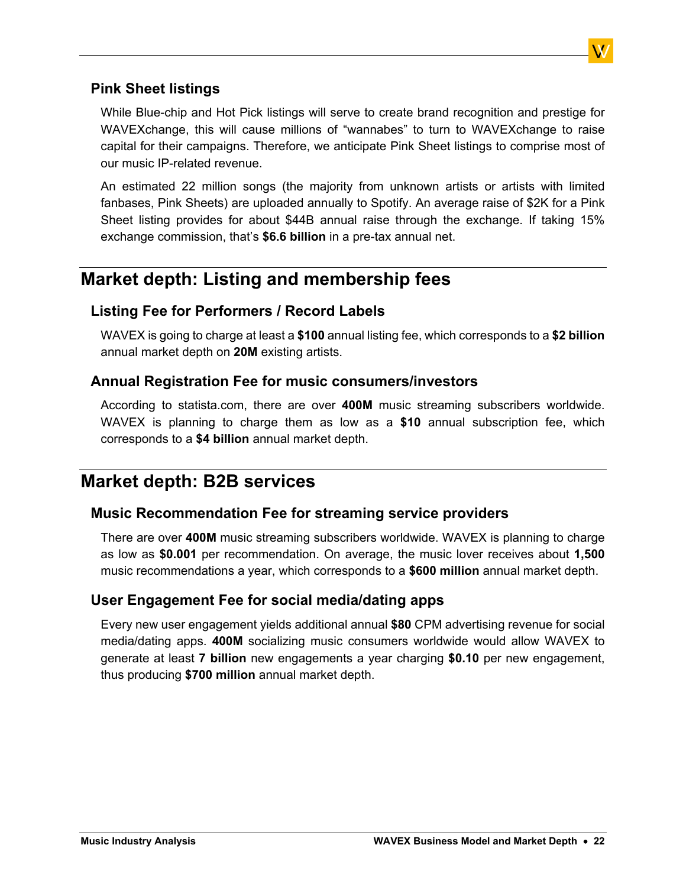### Pink Sheet listings

While Blue-chip and Hot Pick listings will serve to create brand recognition and prestige for WAVEXchange, this will cause millions of “wannabes” to turn to WAVEXchange to raise capital for their campaigns. Therefore, we anticipate Pink Sheet listings to comprise most of our music IP-related revenue.

An estimated 22 million songs (the majority from unknown artists or artists with limited fanbases, Pink Sheets) are uploaded annually to Spotify. An average raise of $2K for a Pink Sheet listing provides for about $44B annual raise through the exchange. If taking 15% exchange commission, that’s **$6.6 billion** in a pre-tax annual net.

## Market depth: Listing and membership fees

### Listing Fee for Performers / Record Labels

WAVEX is going to charge at least a **$100** annual listing fee, which corresponds to a **$2 billion** annual market depth on **20M** existing artists.

### Annual Registration Fee for music consumers/investors

According to statista.com, there are over **400M** music streaming subscribers worldwide. WAVEX is planning to charge them as low as a **$10** annual subscription fee, which corresponds to a **$4 billion** annual market depth.

## Market depth: B2B services

### Music Recommendation Fee for streaming service providers

There are over **400M** music streaming subscribers worldwide. WAVEX is planning to charge as low as **$0.001** per recommendation. On average, the music lover receives about **1,500** music recommendations a year, which corresponds to a **$600 million** annual market depth.

### User Engagement Fee for social media/dating apps

Every new user engagement yields additional annual **$80** CPM advertising revenue for social media/dating apps. **400M** socializing music consumers worldwide would allow WAVEX to generate at least **7 billion** new engagements a year charging **$0.10** per new engagement, thus producing **$700 million** annual market depth.